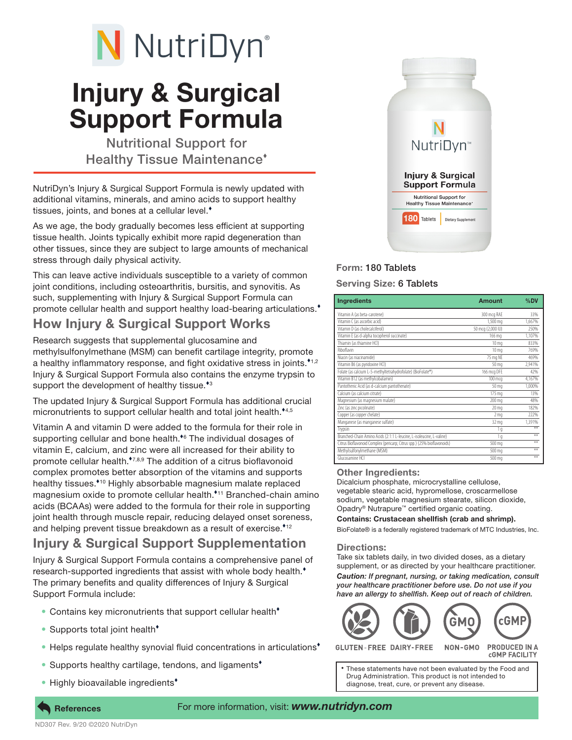# NutriDyn®

# Injury & Surgical Support Formula

## Nutritional Support for Healthy Tissue Maintenance♦

NutriDyn's Injury & Surgical Support Formula is newly updated with additional vitamins, minerals, and amino acids to support healthy tissues, joints, and bones at a cellular level.♦

As we age, the body gradually becomes less efficient at supporting tissue health. Joints typically exhibit more rapid degeneration than other tissues, since they are subject to large amounts of mechanical stress through daily physical activity.

This can leave active individuals susceptible to a variety of common joint conditions, including osteoarthritis, bursitis, and synovitis. As such, supplementing with Injury & Surgical Support Formula can promote cellular health and support healthy load-bearing articulations.♦

## How Injury & Surgical Support Works

Research suggests that supplemental glucosamine and methylsulfonylmethane (MSM) can benefit cartilage integrity, promote a healthy inflammatory response, and fight oxidative stress in joints.♦[1,2] Injury & Surgical Support Formula also contains the enzyme trypsin to support the development of healthy tissue.♦[3]

The updated Injury & Surgical Support Formula has additional crucial micronutrients to support cellular health and total joint health.♦[4,5]

Vitamin A and vitamin D were added to the formula for their role in supporting cellular and bone health.♦[6] The individual dosages of vitamin E, calcium, and zinc were all increased for their ability to promote cellular health.♦[7,8,9] The addition of a citrus bioflavonoid complex promotes better absorption of the vitamins and supports healthy tissues.♦[10] Highly absorbable magnesium malate replaced magnesium oxide to promote cellular health.♦[11] Branched-chain amino acids (BCAAs) were added to the formula for their role in supporting joint health through muscle repair, reducing delayed onset soreness, and helping prevent tissue breakdown as a result of exercise.♦[12]

## Injury & Surgical Support Supplementation

Injury & Surgical Support Formula contains a comprehensive panel of research-supported ingredients that assist with whole body health.♦ The primary benefits and quality differences of Injury & Surgical Support Formula include:

- Contains key micronutrients that support cellular health♦
- Supports total joint health♦
- Helps regulate healthy synovial fluid concentrations in articulations♦
- Supports healthy cartilage, tendons, and ligaments♦
- Highly bioavailable ingredients♦

**Form:** 180 Tablets

**Serving Size:** 6 Tablets

| Ingredients | Amount | %DV |
|---|---|---|
| Vitamin A (as beta-carotene) | 300 mcg RAE | 33% |
| Vitamin C (as ascorbic acid) | 1,500 mg | 1,667% |
| Vitamin D (as cholecalciferol) | 50 mcg (2,000 IU) | 250% |
| Vitamin E (as d-alpha tocopherol succinate) | 166 mg | 1,107% |
| Thiamin (as thiamine HCl) | 10 mg | 833% |
| Riboflavin | 10 mg | 769% |
| Niacin (as niacinamide) | 75 mg NE | 469% |
| Vitamin B6 (as pyridoxine HCl) | 50 mg | 2,941% |
| Folate (as calcium L-5-methyltetrahydrofolate) (BioFolate®) | 166 mcg DFE | 42% |
| Vitamin B12 (as methylcobalamin) | 100 mcg | 4,167% |
| Pantothenic Acid (as d-calcium pantothenate) | 50 mg | 1,000% |
| Calcium (as calcium citrate) | 175 mg | 13% |
| Magnesium (as magnesium malate) | 200 mg | 48% |
| Zinc (as zinc picolinate) | 20 mg | 182% |
| Copper (as copper chelate) | 2 mg | 222% |
| Manganese (as manganese sulfate) | 32 mg | 1,391% |
| Trypsin | 1 g | ** |
| Branched-Chain Amino Acids (2:1:1 L-leucine, L-isoleucine, L-valine) | 1 g | ** |
| Citrus Bioflavonoid Complex (pericarp; Citrus spp.) (25% bioflavonoids) | 500 mg | ** |
| Methylsulfonylmethane (MSM) | 500 mg | ** |
| Glucosamine HCl | 500 mg | ** |

### Other Ingredients:

Dicalcium phosphate, microcrystalline cellulose, vegetable stearic acid, hypromellose, croscarmellose sodium, vegetable magnesium stearate, silicon dioxide, Opadry® Nutrapure™ certified organic coating.

**Contains: Crustacean shellfish (crab and shrimp).**

BioFolate® is a federally registered trademark of MTC Industries, Inc.

### Directions:

Take six tablets daily, in two divided doses, as a dietary supplement, or as directed by your healthcare practitioner.

***Caution:*** *If pregnant, nursing, or taking medication, consult your healthcare practitioner before use. Do not use if you have an allergy to shellfish. Keep out of reach of children.*

GLUTEN-FREE | DAIRY-FREE | NON-GMO | PRODUCED IN A cGMP FACILITY

♦ These statements have not been evaluated by the Food and Drug Administration. This product is not intended to diagnose, treat, cure, or prevent any disease.

**References**

For more information, visit: ***www.nutridyn.com***

ND307 Rev. 9/20 ©2020 NutriDyn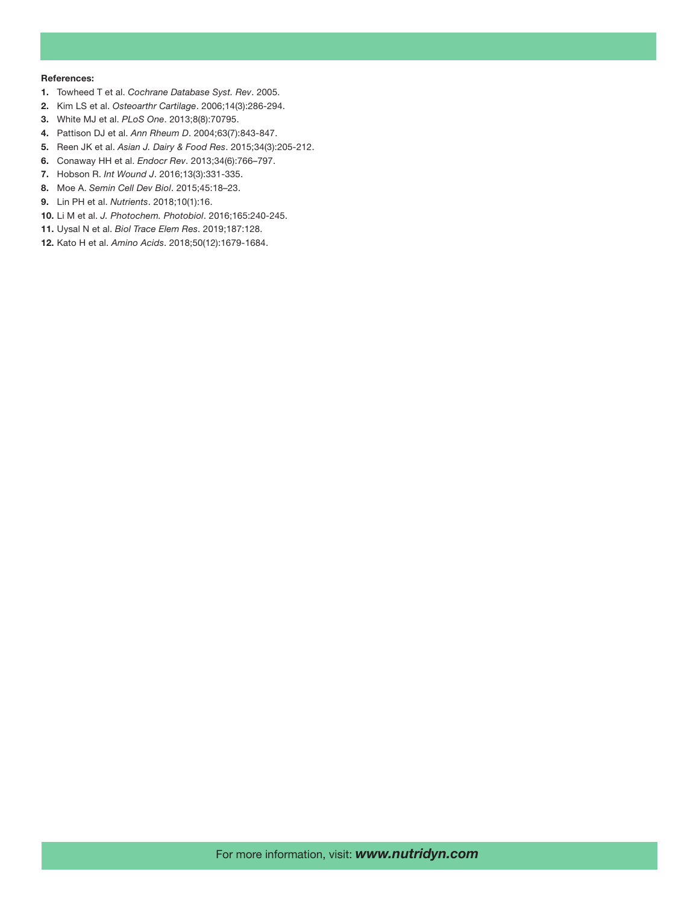**References:**

1. Towheed T et al. *Cochrane Database Syst. Rev*. 2005.
2. Kim LS et al. *Osteoarthr Cartilage*. 2006;14(3):286-294.
3. White MJ et al. *PLoS One*. 2013;8(8):70795.
4. Pattison DJ et al. *Ann Rheum D*. 2004;63(7):843-847.
5. Reen JK et al. *Asian J. Dairy & Food Res*. 2015;34(3):205-212.
6. Conaway HH et al. *Endocr Rev*. 2013;34(6):766–797.
7. Hobson R. *Int Wound J*. 2016;13(3):331-335.
8. Moe A. *Semin Cell Dev Biol*. 2015;45:18–23.
9. Lin PH et al. *Nutrients*. 2018;10(1):16.
10. Li M et al. *J. Photochem. Photobiol*. 2016;165:240-245.
11. Uysal N et al. *Biol Trace Elem Res*. 2019;187:128.
12. Kato H et al. *Amino Acids*. 2018;50(12):1679-1684.

For more information, visit: ***www.nutridyn.com***